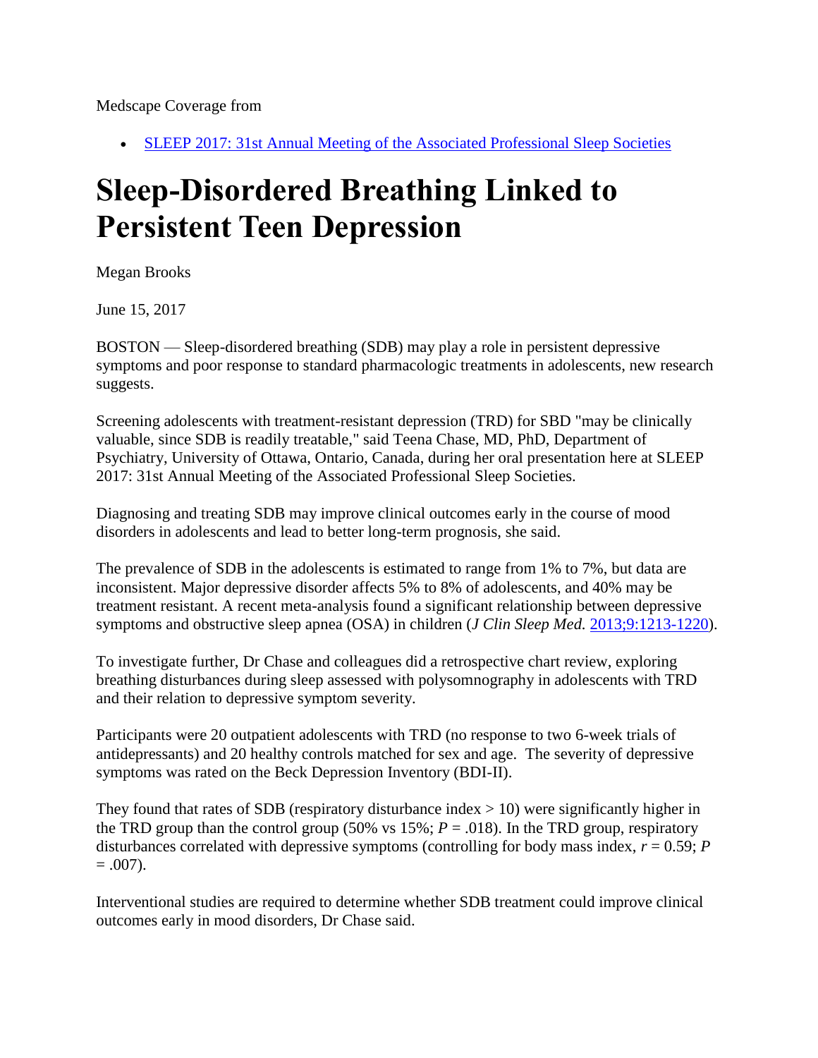Medscape Coverage from

- SLEEP 2017: 31st Annual Meeting of the Associated Professional Sleep Societies

# Sleep-Disordered Breathing Linked to Persistent Teen Depression

Megan Brooks

June 15, 2017

BOSTON — Sleep-disordered breathing (SDB) may play a role in persistent depressive symptoms and poor response to standard pharmacologic treatments in adolescents, new research suggests.

Screening adolescents with treatment-resistant depression (TRD) for SBD "may be clinically valuable, since SDB is readily treatable," said Teena Chase, MD, PhD, Department of Psychiatry, University of Ottawa, Ontario, Canada, during her oral presentation here at SLEEP 2017: 31st Annual Meeting of the Associated Professional Sleep Societies.

Diagnosing and treating SDB may improve clinical outcomes early in the course of mood disorders in adolescents and lead to better long-term prognosis, she said.

The prevalence of SDB in the adolescents is estimated to range from 1% to 7%, but data are inconsistent. Major depressive disorder affects 5% to 8% of adolescents, and 40% may be treatment resistant. A recent meta-analysis found a significant relationship between depressive symptoms and obstructive sleep apnea (OSA) in children (*J Clin Sleep Med.* 2013;9:1213-1220).

To investigate further, Dr Chase and colleagues did a retrospective chart review, exploring breathing disturbances during sleep assessed with polysomnography in adolescents with TRD and their relation to depressive symptom severity.

Participants were 20 outpatient adolescents with TRD (no response to two 6-week trials of antidepressants) and 20 healthy controls matched for sex and age. The severity of depressive symptoms was rated on the Beck Depression Inventory (BDI-II).

They found that rates of SDB (respiratory disturbance index > 10) were significantly higher in the TRD group than the control group (50% vs 15%; $P = .018$). In the TRD group, respiratory disturbances correlated with depressive symptoms (controlling for body mass index, $r = 0.59$; $P = .007$).

Interventional studies are required to determine whether SDB treatment could improve clinical outcomes early in mood disorders, Dr Chase said.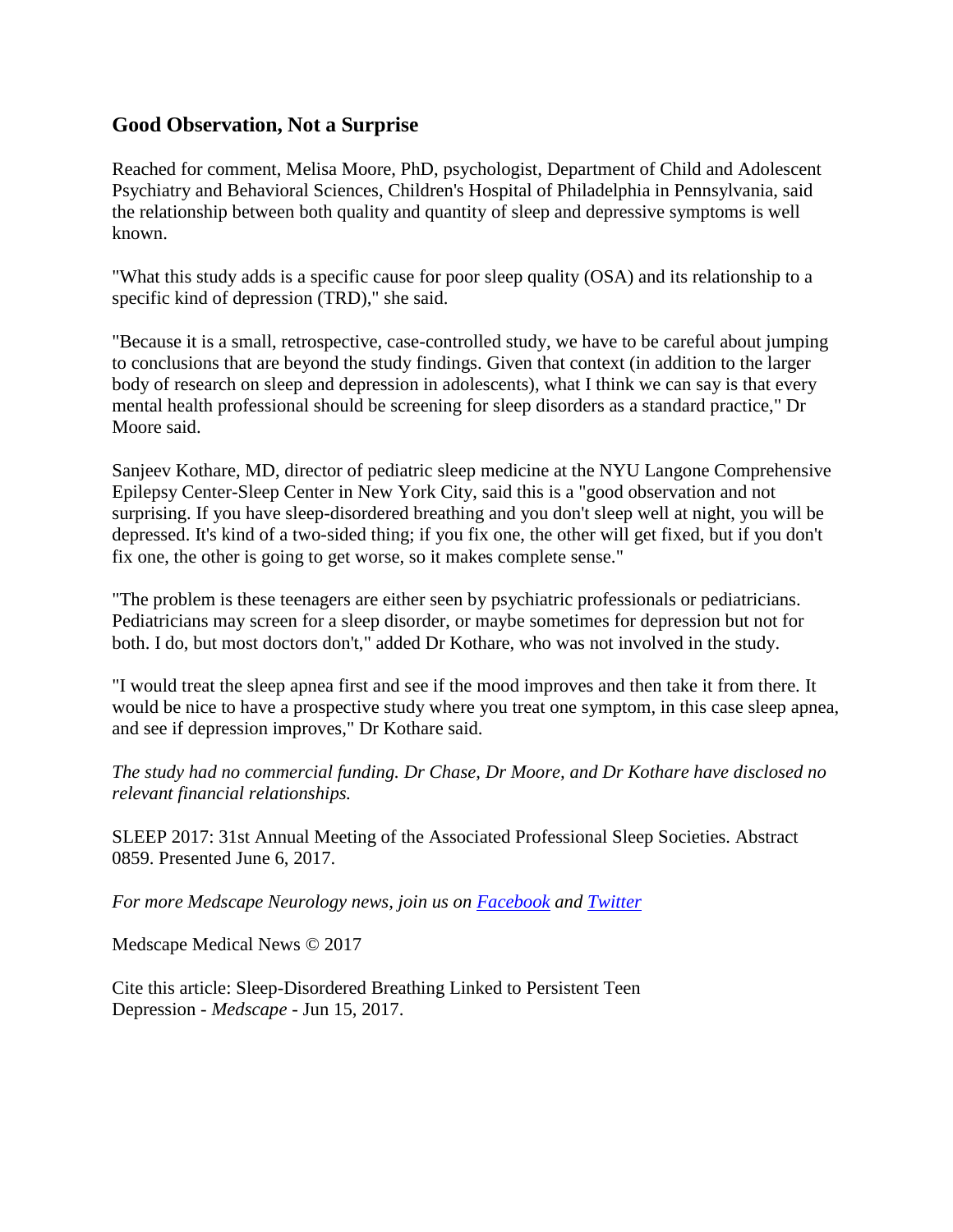## Good Observation, Not a Surprise

Reached for comment, Melisa Moore, PhD, psychologist, Department of Child and Adolescent Psychiatry and Behavioral Sciences, Children's Hospital of Philadelphia in Pennsylvania, said the relationship between both quality and quantity of sleep and depressive symptoms is well known.

"What this study adds is a specific cause for poor sleep quality (OSA) and its relationship to a specific kind of depression (TRD)," she said.

"Because it is a small, retrospective, case-controlled study, we have to be careful about jumping to conclusions that are beyond the study findings. Given that context (in addition to the larger body of research on sleep and depression in adolescents), what I think we can say is that every mental health professional should be screening for sleep disorders as a standard practice," Dr Moore said.

Sanjeev Kothare, MD, director of pediatric sleep medicine at the NYU Langone Comprehensive Epilepsy Center-Sleep Center in New York City, said this is a "good observation and not surprising. If you have sleep-disordered breathing and you don't sleep well at night, you will be depressed. It's kind of a two-sided thing; if you fix one, the other will get fixed, but if you don't fix one, the other is going to get worse, so it makes complete sense."

"The problem is these teenagers are either seen by psychiatric professionals or pediatricians. Pediatricians may screen for a sleep disorder, or maybe sometimes for depression but not for both. I do, but most doctors don't," added Dr Kothare, who was not involved in the study.

"I would treat the sleep apnea first and see if the mood improves and then take it from there. It would be nice to have a prospective study where you treat one symptom, in this case sleep apnea, and see if depression improves," Dr Kothare said.

*The study had no commercial funding. Dr Chase, Dr Moore, and Dr Kothare have disclosed no relevant financial relationships.*

SLEEP 2017: 31st Annual Meeting of the Associated Professional Sleep Societies. Abstract 0859. Presented June 6, 2017.

*For more Medscape Neurology news, join us on [Facebook](#) and [Twitter](#)*

Medscape Medical News © 2017

Cite this article: Sleep-Disordered Breathing Linked to Persistent Teen Depression - *Medscape* - Jun 15, 2017.